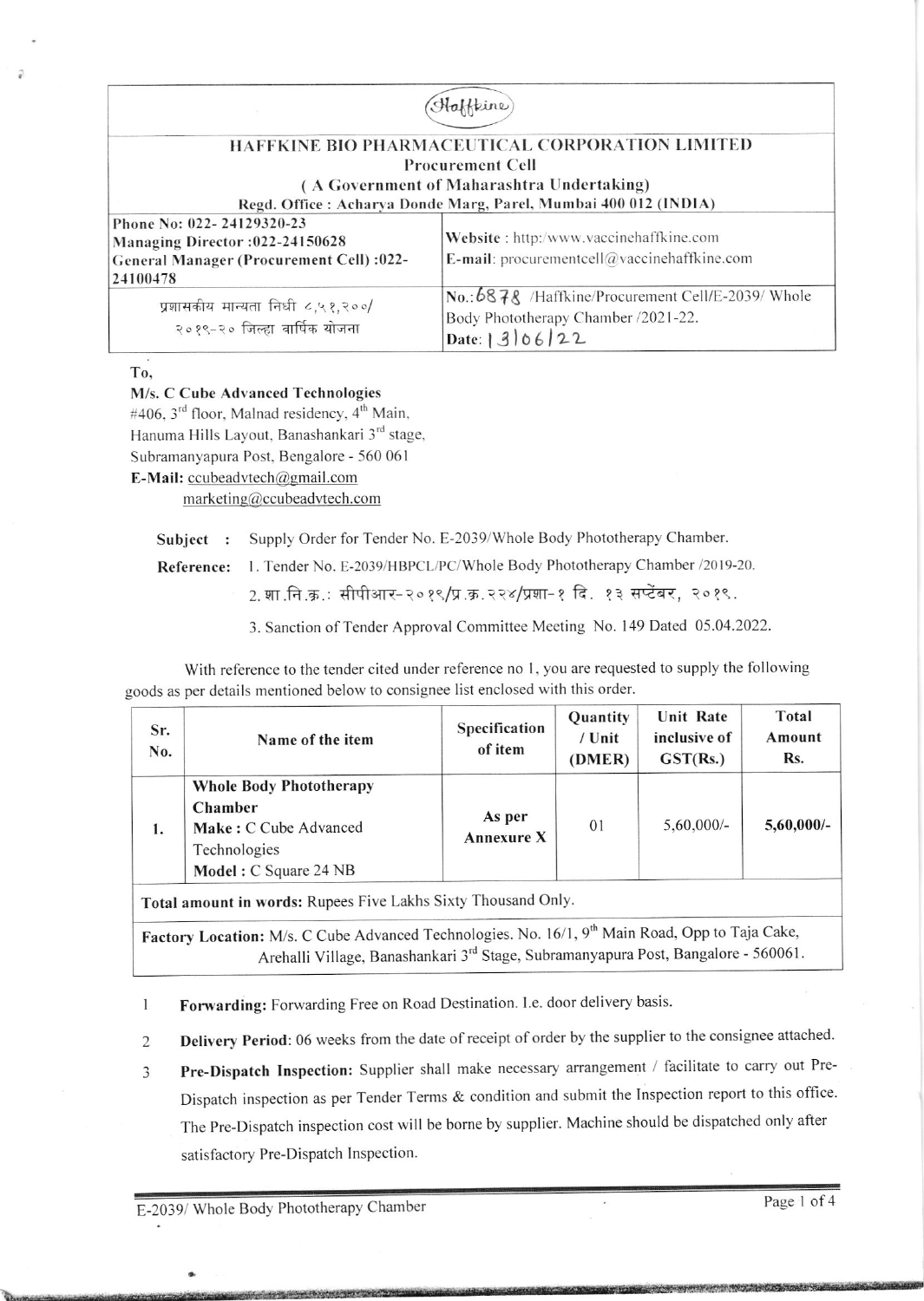Haffkine

# HAFFKINE BIO PHARMACEUTICAL CORPORATION LIMITED

**Procurement Cell**

**( A Government of Maharashtra Undertaking)**

**Regd. Office : Acharya Donde Marg, Parel, Mumbai 400 012 (INDIA)**

| | |
|---|---|
| **Phone No: 022- 24129320-23**<br>**Managing Director :022-24150628**<br>**General Manager (Procurement Cell) :022-24100478** | **Website** : http:/www.vaccinehaffkine.com<br>**E-mail**: procurementcell@vaccinehaffkine.com |
| प्रशासकीय मान्यता निधी ८,५१,२००/<br>२०१९-२० जिल्हा वार्षिक योजना | **No.**:6878 /Haffkine/Procurement Cell/E-2039/ Whole Body Phototherapy Chamber /2021-22.<br>**Date**: 13/06/22 |

**To,**

**M/s. C Cube Advanced Technologies**
#406, 3rd floor, Malnad residency, 4th Main,
Hanuma Hills Layout, Banashankari 3rd stage,
Subramanyapura Post, Bengalore - 560 061
**E-Mail:** ccubeadvtech@gmail.com
marketing@ccubeadvtech.com

**Subject :** Supply Order for Tender No. E-2039/Whole Body Phototherapy Chamber.

**Reference:** 1. Tender No. E-2039/HBPCL/PC/Whole Body Phototherapy Chamber /2019-20.
2. शा.नि.क्र.: सीपीआर-२०१९/प्र.क्र.२२४/प्रशा-१ दि. १३ सप्टेंबर, २०१९.
3. Sanction of Tender Approval Committee Meeting No. 149 Dated 05.04.2022.

With reference to the tender cited under reference no 1, you are requested to supply the following goods as per details mentioned below to consignee list enclosed with this order.

| Sr. No. | Name of the item | Specification of item | Quantity / Unit (DMER) | Unit Rate inclusive of GST(Rs.) | Total Amount Rs. |
|---|---|---|---|---|---|
| 1. | **Whole Body Phototherapy Chamber**<br>**Make :** C Cube Advanced Technologies<br>**Model :** C Square 24 NB | **As per Annexure X** | 01 | 5,60,000/- | **5,60,000/-** |
| **Total amount in words:** Rupees Five Lakhs Sixty Thousand Only. | | | | | |
| **Factory Location:** M/s. C Cube Advanced Technologies. No. 16/1, 9th Main Road, Opp to Taja Cake, Arehalli Village, Banashankari 3rd Stage, Subramanyapura Post, Bangalore - 560061. | | | | | |

1. **Forwarding:** Forwarding Free on Road Destination. I.e. door delivery basis.
2. **Delivery Period:** 06 weeks from the date of receipt of order by the supplier to the consignee attached.
3. **Pre-Dispatch Inspection:** Supplier shall make necessary arrangement / facilitate to carry out Pre-Dispatch inspection as per Tender Terms & condition and submit the Inspection report to this office. The Pre-Dispatch inspection cost will be borne by supplier. Machine should be dispatched only after satisfactory Pre-Dispatch Inspection.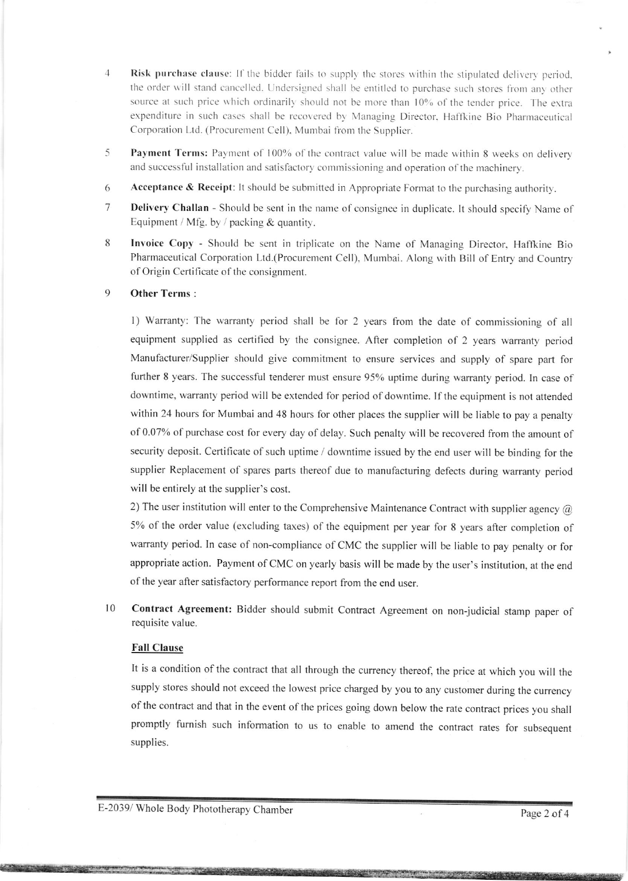4 **Risk purchase clause**: If the bidder fails to supply the stores within the stipulated delivery period, the order will stand cancelled. Undersigned shall be entitled to purchase such stores from any other source at such price which ordinarily should not be more than 10% of the tender price. The extra expenditure in such cases shall be recovered by Managing Director, Haffkine Bio Pharmaceutical Corporation Ltd. (Procurement Cell), Mumbai from the Supplier.

5 **Payment Terms:** Payment of 100% of the contract value will be made within 8 weeks on delivery and successful installation and satisfactory commissioning and operation of the machinery.

6 **Acceptance & Receipt**: It should be submitted in Appropriate Format to the purchasing authority.

7 **Delivery Challan** - Should be sent in the name of consignee in duplicate. It should specify Name of Equipment / Mfg. by / packing & quantity.

8 **Invoice Copy** - Should be sent in triplicate on the Name of Managing Director, Haffkine Bio Pharmaceutical Corporation Ltd.(Procurement Cell), Mumbai. Along with Bill of Entry and Country of Origin Certificate of the consignment.

9 **Other Terms** :

1) Warranty: The warranty period shall be for 2 years from the date of commissioning of all equipment supplied as certified by the consignee. After completion of 2 years warranty period Manufacturer/Supplier should give commitment to ensure services and supply of spare part for further 8 years. The successful tenderer must ensure 95% uptime during warranty period. In case of downtime, warranty period will be extended for period of downtime. If the equipment is not attended within 24 hours for Mumbai and 48 hours for other places the supplier will be liable to pay a penalty of 0.07% of purchase cost for every day of delay. Such penalty will be recovered from the amount of security deposit. Certificate of such uptime / downtime issued by the end user will be binding for the supplier Replacement of spares parts thereof due to manufacturing defects during warranty period will be entirely at the supplier's cost.

2) The user institution will enter to the Comprehensive Maintenance Contract with supplier agency @ 5% of the order value (excluding taxes) of the equipment per year for 8 years after completion of warranty period. In case of non-compliance of CMC the supplier will be liable to pay penalty or for appropriate action. Payment of CMC on yearly basis will be made by the user's institution, at the end of the year after satisfactory performance report from the end user.

10 **Contract Agreement:** Bidder should submit Contract Agreement on non-judicial stamp paper of requisite value.

**Fall Clause**

It is a condition of the contract that all through the currency thereof, the price at which you will the supply stores should not exceed the lowest price charged by you to any customer during the currency of the contract and that in the event of the prices going down below the rate contract prices you shall promptly furnish such information to us to enable to amend the contract rates for subsequent supplies.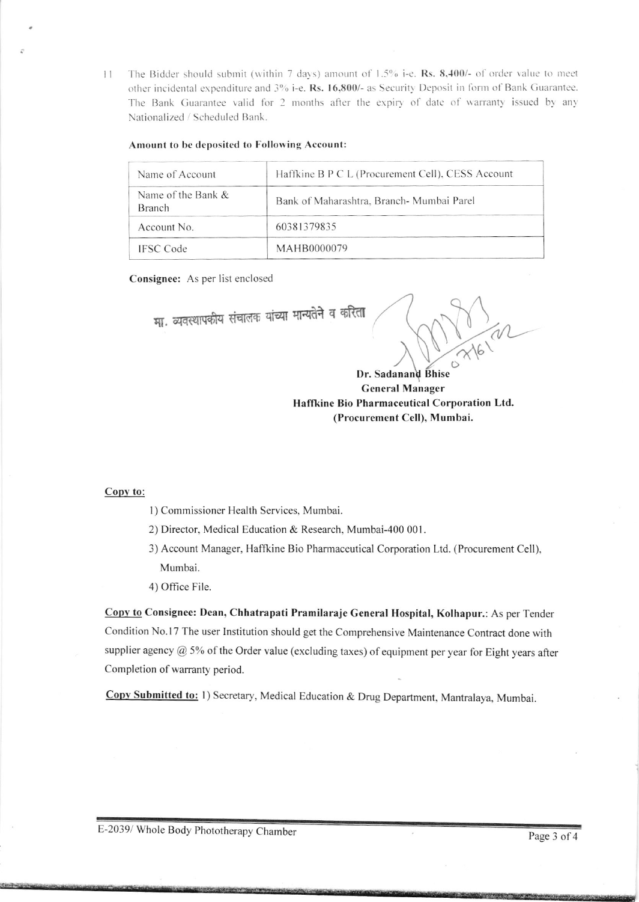11 The Bidder should submit (within 7 days) amount of 1.5% i-e. **Rs. 8,400/-** of order value to meet other incidental expenditure and 3% i-e. **Rs. 16,800/-** as Security Deposit in form of Bank Guarantee. The Bank Guarantee valid for 2 months after the expiry of date of warranty issued by any Nationalized / Scheduled Bank.

**Amount to be deposited to Following Account:**

| | |
|---|---|
| Name of Account | Haffkine B P C L (Procurement Cell), CESS Account |
| Name of the Bank & Branch | Bank of Maharashtra, Branch- Mumbai Parel |
| Account No. | 60381379835 |
| IFSC Code | MAHB0000079 |

**Consignee:** As per list enclosed

मा. व्यवस्थापकीय संचालक यांच्या मान्यतेने व करिता

**Dr. Sadanand Bhise**
**General Manager**
**Haffkine Bio Pharmaceutical Corporation Ltd.**
**(Procurement Cell), Mumbai.**

**Copy to:**

1) Commissioner Health Services, Mumbai.
2) Director, Medical Education & Research, Mumbai-400 001.
3) Account Manager, Haffkine Bio Pharmaceutical Corporation Ltd. (Procurement Cell), Mumbai.
4) Office File.

**Copy to Consignee: Dean, Chhatrapati Pramilaraje General Hospital, Kolhapur.**: As per Tender Condition No.17 The user Institution should get the Comprehensive Maintenance Contract done with supplier agency @ 5% of the Order value (excluding taxes) of equipment per year for Eight years after Completion of warranty period.

**Copy Submitted to:** 1) Secretary, Medical Education & Drug Department, Mantralaya, Mumbai.

E-2039/ Whole Body Phototherapy Chamber